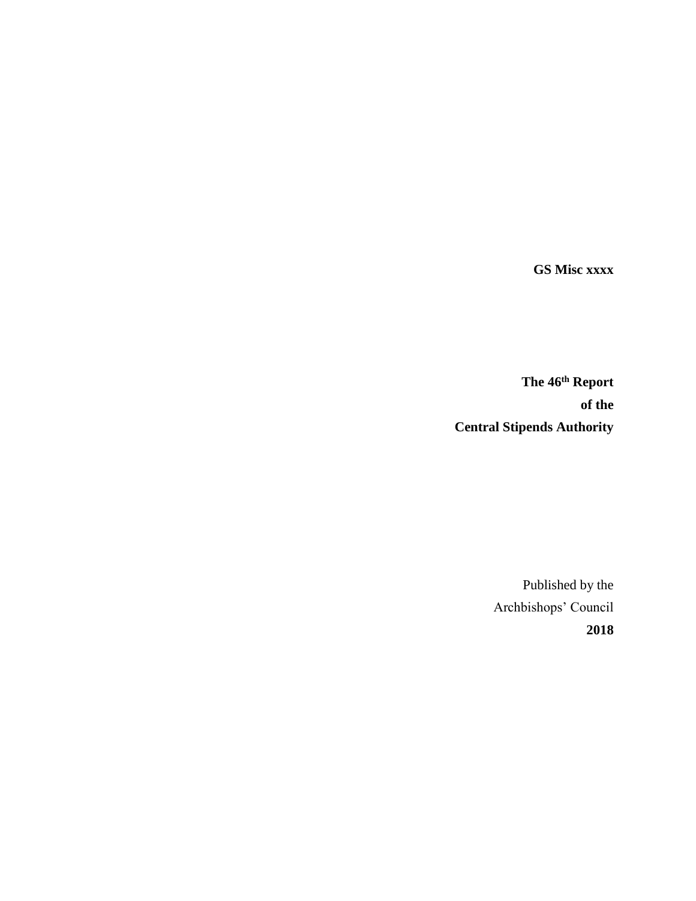**GS Misc xxxx**

# The 46th Report of the Central Stipends Authority

Published by the
Archbishops' Council
**2018**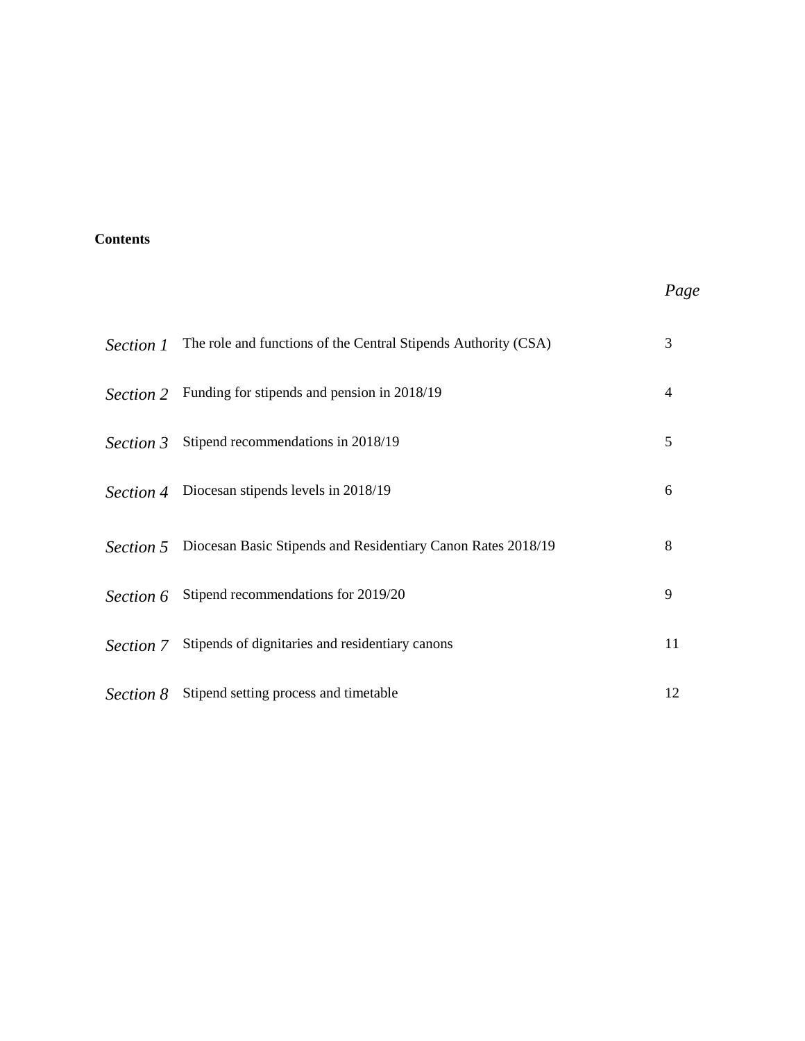**Contents**

| | | *Page* |
|---|---|---|
| *Section 1* | The role and functions of the Central Stipends Authority (CSA) | 3 |
| *Section 2* | Funding for stipends and pension in 2018/19 | 4 |
| *Section 3* | Stipend recommendations in 2018/19 | 5 |
| *Section 4* | Diocesan stipends levels in 2018/19 | 6 |
| *Section 5* | Diocesan Basic Stipends and Residentiary Canon Rates 2018/19 | 8 |
| *Section 6* | Stipend recommendations for 2019/20 | 9 |
| *Section 7* | Stipends of dignitaries and residentiary canons | 11 |
| *Section 8* | Stipend setting process and timetable | 12 |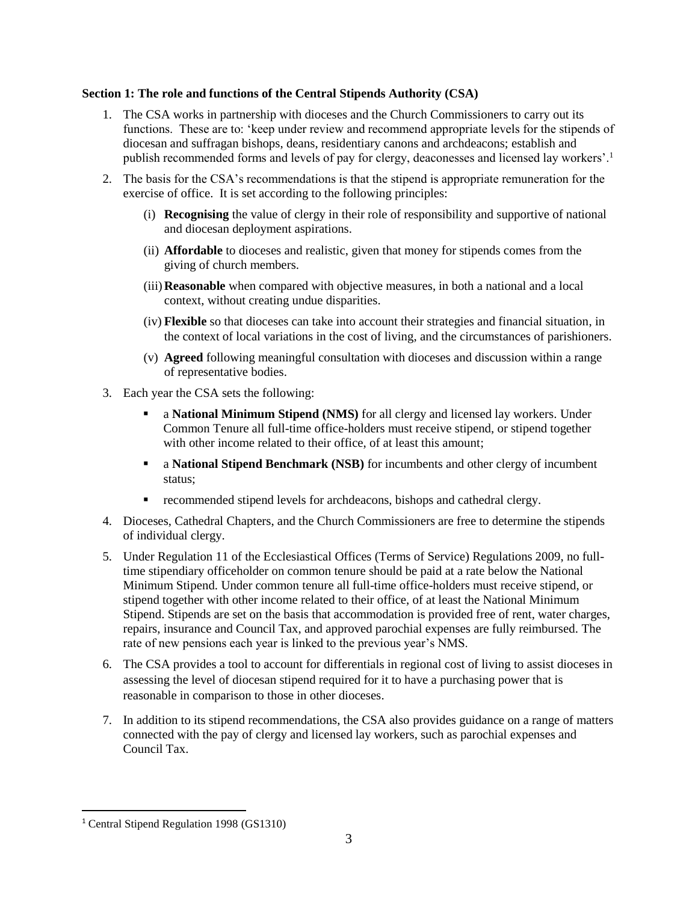**Section 1: The role and functions of the Central Stipends Authority (CSA)**

1. The CSA works in partnership with dioceses and the Church Commissioners to carry out its functions. These are to: 'keep under review and recommend appropriate levels for the stipends of diocesan and suffragan bishops, deans, residentiary canons and archdeacons; establish and publish recommended forms and levels of pay for clergy, deaconesses and licensed lay workers'.[1]

2. The basis for the CSA's recommendations is that the stipend is appropriate remuneration for the exercise of office. It is set according to the following principles:

   (i) **Recognising** the value of clergy in their role of responsibility and supportive of national and diocesan deployment aspirations.

   (ii) **Affordable** to dioceses and realistic, given that money for stipends comes from the giving of church members.

   (iii) **Reasonable** when compared with objective measures, in both a national and a local context, without creating undue disparities.

   (iv) **Flexible** so that dioceses can take into account their strategies and financial situation, in the context of local variations in the cost of living, and the circumstances of parishioners.

   (v) **Agreed** following meaningful consultation with dioceses and discussion within a range of representative bodies.

3. Each year the CSA sets the following:

   - a **National Minimum Stipend (NMS)** for all clergy and licensed lay workers. Under Common Tenure all full-time office-holders must receive stipend, or stipend together with other income related to their office, of at least this amount;
   - a **National Stipend Benchmark (NSB)** for incumbents and other clergy of incumbent status;
   - recommended stipend levels for archdeacons, bishops and cathedral clergy.

4. Dioceses, Cathedral Chapters, and the Church Commissioners are free to determine the stipends of individual clergy.

5. Under Regulation 11 of the Ecclesiastical Offices (Terms of Service) Regulations 2009, no full-time stipendiary officeholder on common tenure should be paid at a rate below the National Minimum Stipend. Under common tenure all full-time office-holders must receive stipend, or stipend together with other income related to their office, of at least the National Minimum Stipend. Stipends are set on the basis that accommodation is provided free of rent, water charges, repairs, insurance and Council Tax, and approved parochial expenses are fully reimbursed. The rate of new pensions each year is linked to the previous year's NMS.

6. The CSA provides a tool to account for differentials in regional cost of living to assist dioceses in assessing the level of diocesan stipend required for it to have a purchasing power that is reasonable in comparison to those in other dioceses.

7. In addition to its stipend recommendations, the CSA also provides guidance on a range of matters connected with the pay of clergy and licensed lay workers, such as parochial expenses and Council Tax.

[1] Central Stipend Regulation 1998 (GS1310)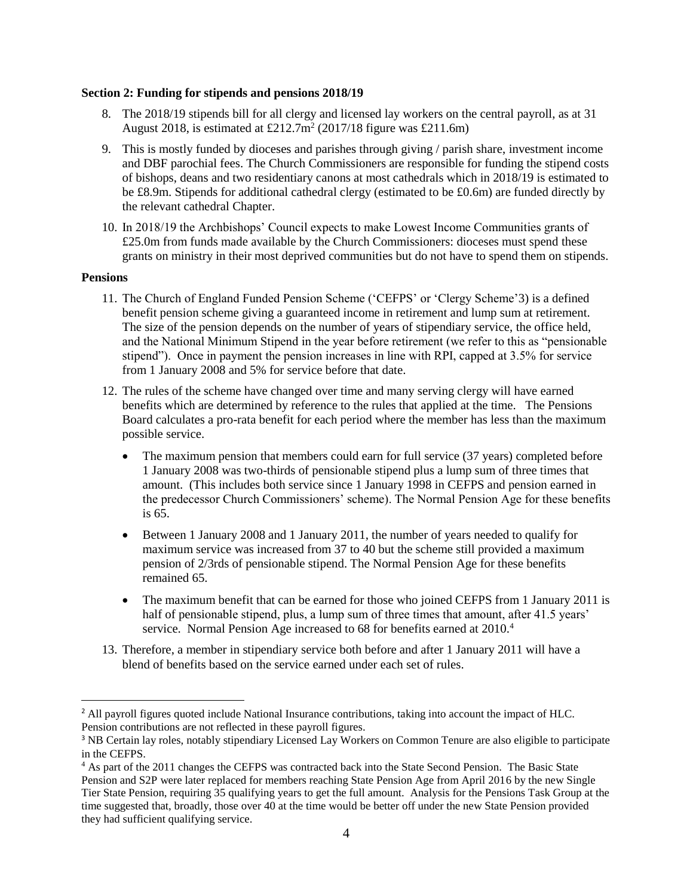**Section 2: Funding for stipends and pensions 2018/19**

8. The 2018/19 stipends bill for all clergy and licensed lay workers on the central payroll, as at 31 August 2018, is estimated at £212.7m[2] (2017/18 figure was £211.6m)

9. This is mostly funded by dioceses and parishes through giving / parish share, investment income and DBF parochial fees. The Church Commissioners are responsible for funding the stipend costs of bishops, deans and two residentiary canons at most cathedrals which in 2018/19 is estimated to be £8.9m. Stipends for additional cathedral clergy (estimated to be £0.6m) are funded directly by the relevant cathedral Chapter.

10. In 2018/19 the Archbishops' Council expects to make Lowest Income Communities grants of £25.0m from funds made available by the Church Commissioners: dioceses must spend these grants on ministry in their most deprived communities but do not have to spend them on stipends.

**Pensions**

11. The Church of England Funded Pension Scheme ('CEFPS' or 'Clergy Scheme'3) is a defined benefit pension scheme giving a guaranteed income in retirement and lump sum at retirement. The size of the pension depends on the number of years of stipendiary service, the office held, and the National Minimum Stipend in the year before retirement (we refer to this as "pensionable stipend"). Once in payment the pension increases in line with RPI, capped at 3.5% for service from 1 January 2008 and 5% for service before that date.

12. The rules of the scheme have changed over time and many serving clergy will have earned benefits which are determined by reference to the rules that applied at the time. The Pensions Board calculates a pro-rata benefit for each period where the member has less than the maximum possible service.

    - The maximum pension that members could earn for full service (37 years) completed before 1 January 2008 was two-thirds of pensionable stipend plus a lump sum of three times that amount. (This includes both service since 1 January 1998 in CEFPS and pension earned in the predecessor Church Commissioners' scheme). The Normal Pension Age for these benefits is 65.
    - Between 1 January 2008 and 1 January 2011, the number of years needed to qualify for maximum service was increased from 37 to 40 but the scheme still provided a maximum pension of 2/3rds of pensionable stipend. The Normal Pension Age for these benefits remained 65.
    - The maximum benefit that can be earned for those who joined CEFPS from 1 January 2011 is half of pensionable stipend, plus, a lump sum of three times that amount, after 41.5 years' service. Normal Pension Age increased to 68 for benefits earned at 2010.[4]

13. Therefore, a member in stipendiary service both before and after 1 January 2011 will have a blend of benefits based on the service earned under each set of rules.

---

[2] All payroll figures quoted include National Insurance contributions, taking into account the impact of HLC. Pension contributions are not reflected in these payroll figures.

[3] NB Certain lay roles, notably stipendiary Licensed Lay Workers on Common Tenure are also eligible to participate in the CEFPS.

[4] As part of the 2011 changes the CEFPS was contracted back into the State Second Pension. The Basic State Pension and S2P were later replaced for members reaching State Pension Age from April 2016 by the new Single Tier State Pension, requiring 35 qualifying years to get the full amount. Analysis for the Pensions Task Group at the time suggested that, broadly, those over 40 at the time would be better off under the new State Pension provided they had sufficient qualifying service.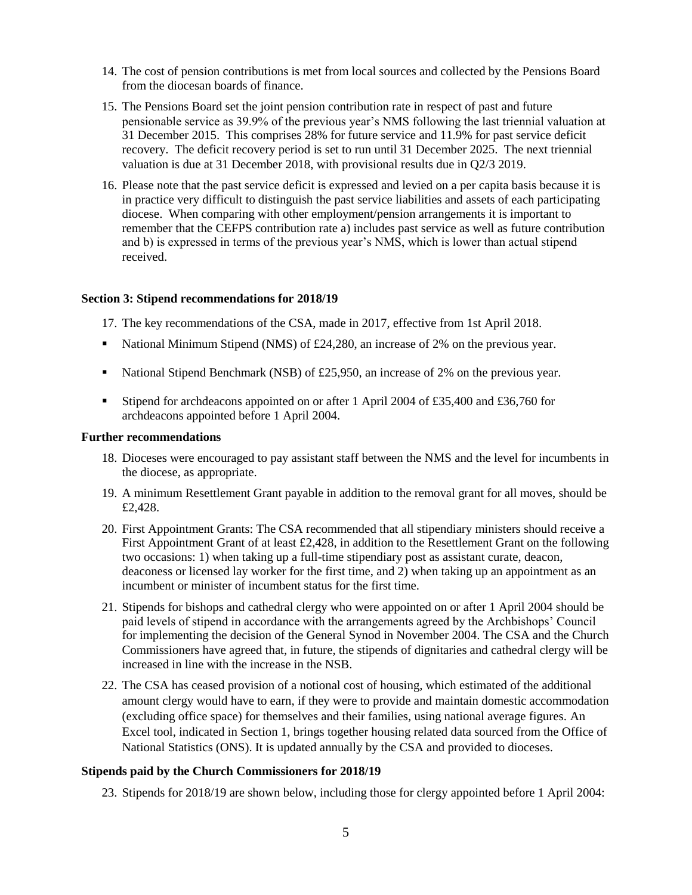14. The cost of pension contributions is met from local sources and collected by the Pensions Board from the diocesan boards of finance.

15. The Pensions Board set the joint pension contribution rate in respect of past and future pensionable service as 39.9% of the previous year's NMS following the last triennial valuation at 31 December 2015. This comprises 28% for future service and 11.9% for past service deficit recovery. The deficit recovery period is set to run until 31 December 2025. The next triennial valuation is due at 31 December 2018, with provisional results due in Q2/3 2019.

16. Please note that the past service deficit is expressed and levied on a per capita basis because it is in practice very difficult to distinguish the past service liabilities and assets of each participating diocese. When comparing with other employment/pension arrangements it is important to remember that the CEFPS contribution rate a) includes past service as well as future contribution and b) is expressed in terms of the previous year's NMS, which is lower than actual stipend received.

**Section 3: Stipend recommendations for 2018/19**

17. The key recommendations of the CSA, made in 2017, effective from 1st April 2018.

- National Minimum Stipend (NMS) of £24,280, an increase of 2% on the previous year.
- National Stipend Benchmark (NSB) of £25,950, an increase of 2% on the previous year.
- Stipend for archdeacons appointed on or after 1 April 2004 of £35,400 and £36,760 for archdeacons appointed before 1 April 2004.

**Further recommendations**

18. Dioceses were encouraged to pay assistant staff between the NMS and the level for incumbents in the diocese, as appropriate.

19. A minimum Resettlement Grant payable in addition to the removal grant for all moves, should be £2,428.

20. First Appointment Grants: The CSA recommended that all stipendiary ministers should receive a First Appointment Grant of at least £2,428, in addition to the Resettlement Grant on the following two occasions: 1) when taking up a full-time stipendiary post as assistant curate, deacon, deaconess or licensed lay worker for the first time, and 2) when taking up an appointment as an incumbent or minister of incumbent status for the first time.

21. Stipends for bishops and cathedral clergy who were appointed on or after 1 April 2004 should be paid levels of stipend in accordance with the arrangements agreed by the Archbishops' Council for implementing the decision of the General Synod in November 2004. The CSA and the Church Commissioners have agreed that, in future, the stipends of dignitaries and cathedral clergy will be increased in line with the increase in the NSB.

22. The CSA has ceased provision of a notional cost of housing, which estimated of the additional amount clergy would have to earn, if they were to provide and maintain domestic accommodation (excluding office space) for themselves and their families, using national average figures. An Excel tool, indicated in Section 1, brings together housing related data sourced from the Office of National Statistics (ONS). It is updated annually by the CSA and provided to dioceses.

**Stipends paid by the Church Commissioners for 2018/19**

23. Stipends for 2018/19 are shown below, including those for clergy appointed before 1 April 2004: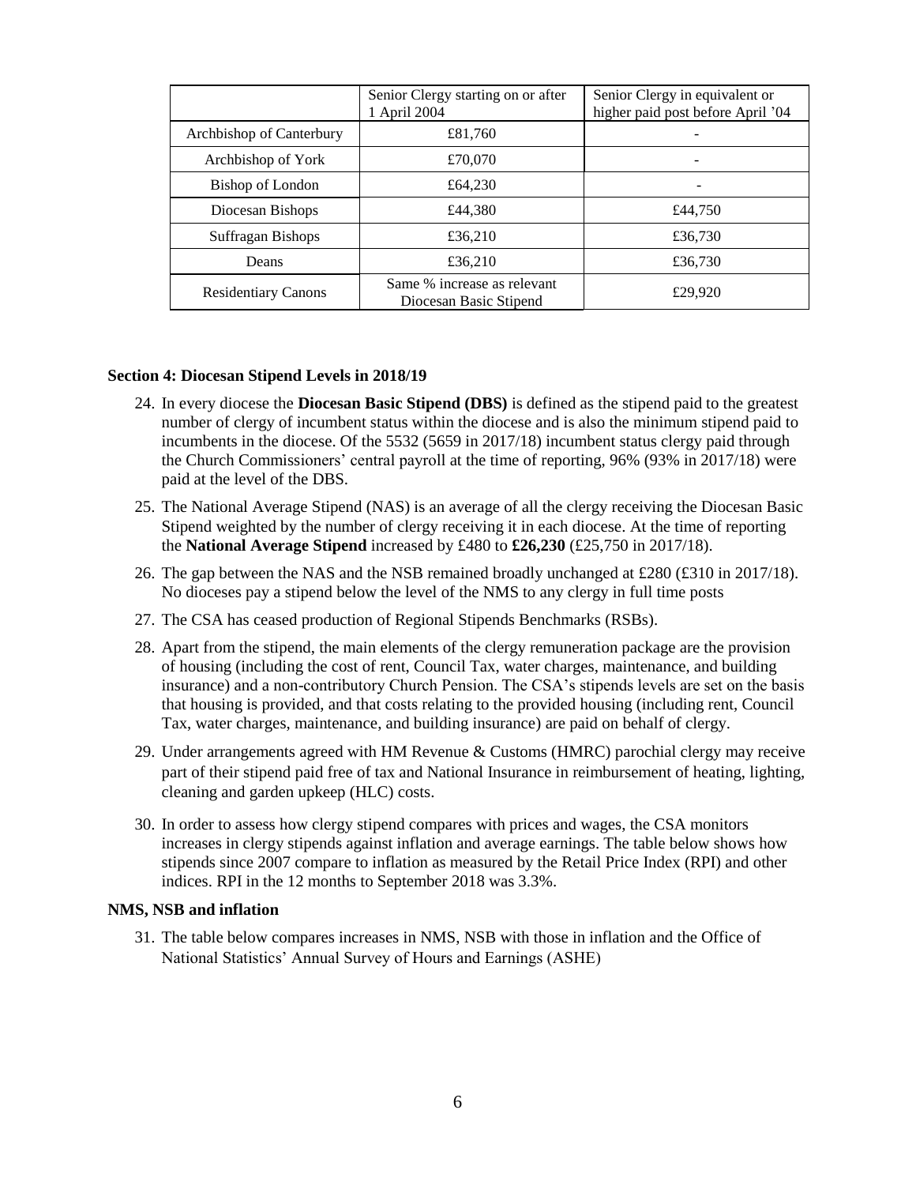| | Senior Clergy starting on or after 1 April 2004 | Senior Clergy in equivalent or higher paid post before April '04 |
|---|---|---|
| Archbishop of Canterbury | £81,760 | - |
| Archbishop of York | £70,070 | - |
| Bishop of London | £64,230 | - |
| Diocesan Bishops | £44,380 | £44,750 |
| Suffragan Bishops | £36,210 | £36,730 |
| Deans | £36,210 | £36,730 |
| Residentiary Canons | Same % increase as relevant Diocesan Basic Stipend | £29,920 |

### Section 4: Diocesan Stipend Levels in 2018/19

24. In every diocese the **Diocesan Basic Stipend (DBS)** is defined as the stipend paid to the greatest number of clergy of incumbent status within the diocese and is also the minimum stipend paid to incumbents in the diocese. Of the 5532 (5659 in 2017/18) incumbent status clergy paid through the Church Commissioners' central payroll at the time of reporting, 96% (93% in 2017/18) were paid at the level of the DBS.

25. The National Average Stipend (NAS) is an average of all the clergy receiving the Diocesan Basic Stipend weighted by the number of clergy receiving it in each diocese. At the time of reporting the **National Average Stipend** increased by £480 to **£26,230** (£25,750 in 2017/18).

26. The gap between the NAS and the NSB remained broadly unchanged at £280 (£310 in 2017/18). No dioceses pay a stipend below the level of the NMS to any clergy in full time posts

27. The CSA has ceased production of Regional Stipends Benchmarks (RSBs).

28. Apart from the stipend, the main elements of the clergy remuneration package are the provision of housing (including the cost of rent, Council Tax, water charges, maintenance, and building insurance) and a non-contributory Church Pension. The CSA's stipends levels are set on the basis that housing is provided, and that costs relating to the provided housing (including rent, Council Tax, water charges, maintenance, and building insurance) are paid on behalf of clergy.

29. Under arrangements agreed with HM Revenue & Customs (HMRC) parochial clergy may receive part of their stipend paid free of tax and National Insurance in reimbursement of heating, lighting, cleaning and garden upkeep (HLC) costs.

30. In order to assess how clergy stipend compares with prices and wages, the CSA monitors increases in clergy stipends against inflation and average earnings. The table below shows how stipends since 2007 compare to inflation as measured by the Retail Price Index (RPI) and other indices. RPI in the 12 months to September 2018 was 3.3%.

### NMS, NSB and inflation

31. The table below compares increases in NMS, NSB with those in inflation and the Office of National Statistics' Annual Survey of Hours and Earnings (ASHE)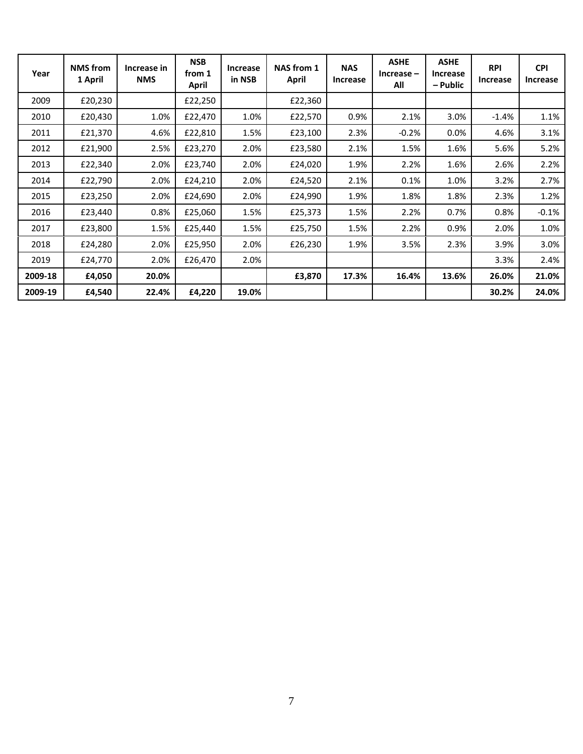| Year | NMS from 1 April | Increase in NMS | NSB from 1 April | Increase in NSB | NAS from 1 April | NAS Increase | ASHE Increase – All | ASHE Increase – Public | RPI Increase | CPI Increase |
|---|---|---|---|---|---|---|---|---|---|---|
| 2009 | £20,230 | | £22,250 | | £22,360 | | | | | |
| 2010 | £20,430 | 1.0% | £22,470 | 1.0% | £22,570 | 0.9% | 2.1% | 3.0% | -1.4% | 1.1% |
| 2011 | £21,370 | 4.6% | £22,810 | 1.5% | £23,100 | 2.3% | -0.2% | 0.0% | 4.6% | 3.1% |
| 2012 | £21,900 | 2.5% | £23,270 | 2.0% | £23,580 | 2.1% | 1.5% | 1.6% | 5.6% | 5.2% |
| 2013 | £22,340 | 2.0% | £23,740 | 2.0% | £24,020 | 1.9% | 2.2% | 1.6% | 2.6% | 2.2% |
| 2014 | £22,790 | 2.0% | £24,210 | 2.0% | £24,520 | 2.1% | 0.1% | 1.0% | 3.2% | 2.7% |
| 2015 | £23,250 | 2.0% | £24,690 | 2.0% | £24,990 | 1.9% | 1.8% | 1.8% | 2.3% | 1.2% |
| 2016 | £23,440 | 0.8% | £25,060 | 1.5% | £25,373 | 1.5% | 2.2% | 0.7% | 0.8% | -0.1% |
| 2017 | £23,800 | 1.5% | £25,440 | 1.5% | £25,750 | 1.5% | 2.2% | 0.9% | 2.0% | 1.0% |
| 2018 | £24,280 | 2.0% | £25,950 | 2.0% | £26,230 | 1.9% | 3.5% | 2.3% | 3.9% | 3.0% |
| 2019 | £24,770 | 2.0% | £26,470 | 2.0% | | | | | 3.3% | 2.4% |
| **2009-18** | **£4,050** | **20.0%** | | | **£3,870** | **17.3%** | **16.4%** | **13.6%** | **26.0%** | **21.0%** |
| **2009-19** | **£4,540** | **22.4%** | **£4,220** | **19.0%** | | | | | **30.2%** | **24.0%** |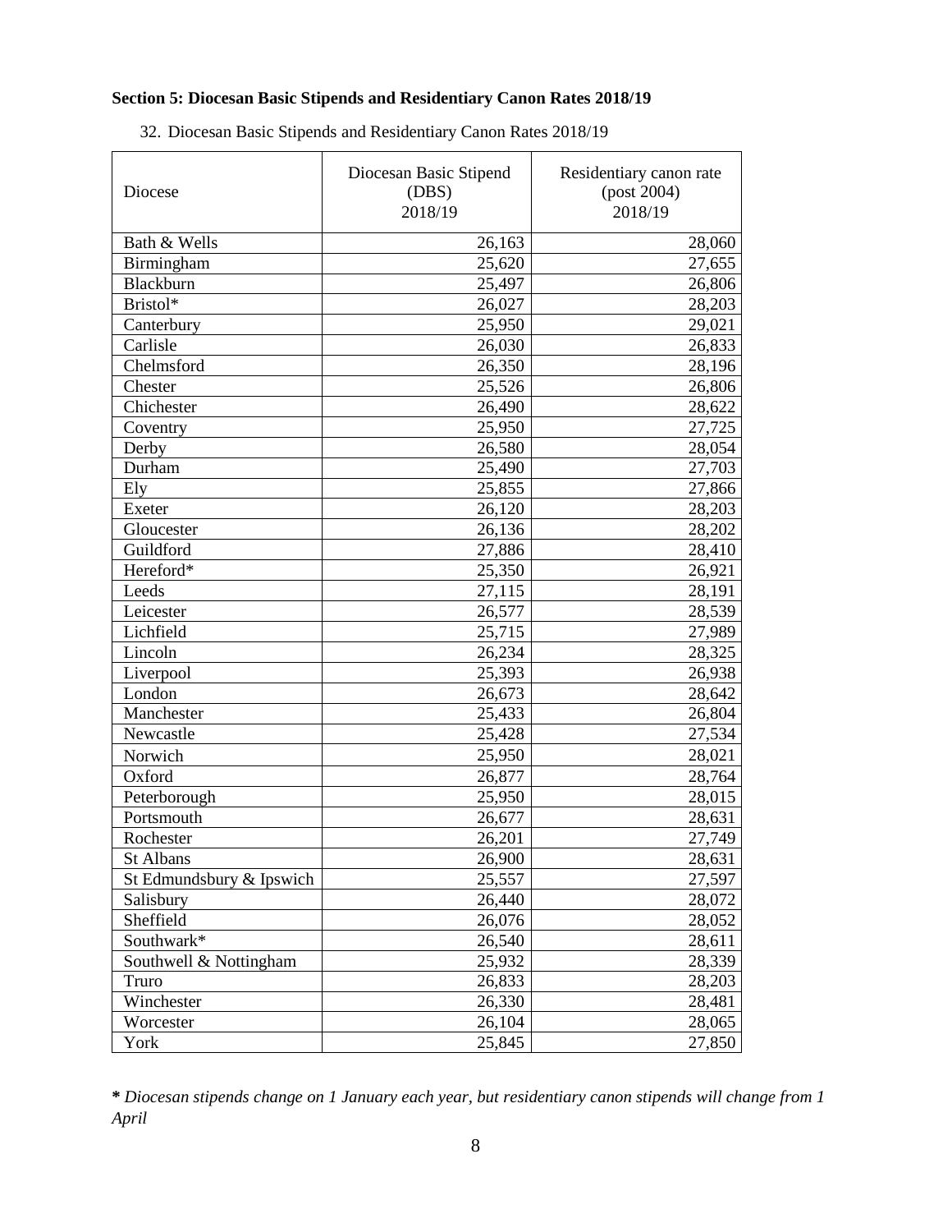## Section 5: Diocesan Basic Stipends and Residentiary Canon Rates 2018/19

32. Diocesan Basic Stipends and Residentiary Canon Rates 2018/19

| Diocese | Diocesan Basic Stipend (DBS) 2018/19 | Residentiary canon rate (post 2004) 2018/19 |
|---|---|---|
| Bath & Wells | 26,163 | 28,060 |
| Birmingham | 25,620 | 27,655 |
| Blackburn | 25,497 | 26,806 |
| Bristol* | 26,027 | 28,203 |
| Canterbury | 25,950 | 29,021 |
| Carlisle | 26,030 | 26,833 |
| Chelmsford | 26,350 | 28,196 |
| Chester | 25,526 | 26,806 |
| Chichester | 26,490 | 28,622 |
| Coventry | 25,950 | 27,725 |
| Derby | 26,580 | 28,054 |
| Durham | 25,490 | 27,703 |
| Ely | 25,855 | 27,866 |
| Exeter | 26,120 | 28,203 |
| Gloucester | 26,136 | 28,202 |
| Guildford | 27,886 | 28,410 |
| Hereford* | 25,350 | 26,921 |
| Leeds | 27,115 | 28,191 |
| Leicester | 26,577 | 28,539 |
| Lichfield | 25,715 | 27,989 |
| Lincoln | 26,234 | 28,325 |
| Liverpool | 25,393 | 26,938 |
| London | 26,673 | 28,642 |
| Manchester | 25,433 | 26,804 |
| Newcastle | 25,428 | 27,534 |
| Norwich | 25,950 | 28,021 |
| Oxford | 26,877 | 28,764 |
| Peterborough | 25,950 | 28,015 |
| Portsmouth | 26,677 | 28,631 |
| Rochester | 26,201 | 27,749 |
| St Albans | 26,900 | 28,631 |
| St Edmundsbury & Ipswich | 25,557 | 27,597 |
| Salisbury | 26,440 | 28,072 |
| Sheffield | 26,076 | 28,052 |
| Southwark* | 26,540 | 28,611 |
| Southwell & Nottingham | 25,932 | 28,339 |
| Truro | 26,833 | 28,203 |
| Winchester | 26,330 | 28,481 |
| Worcester | 26,104 | 28,065 |
| York | 25,845 | 27,850 |

*** *Diocesan stipends change on 1 January each year, but residentiary canon stipends will change from 1 April*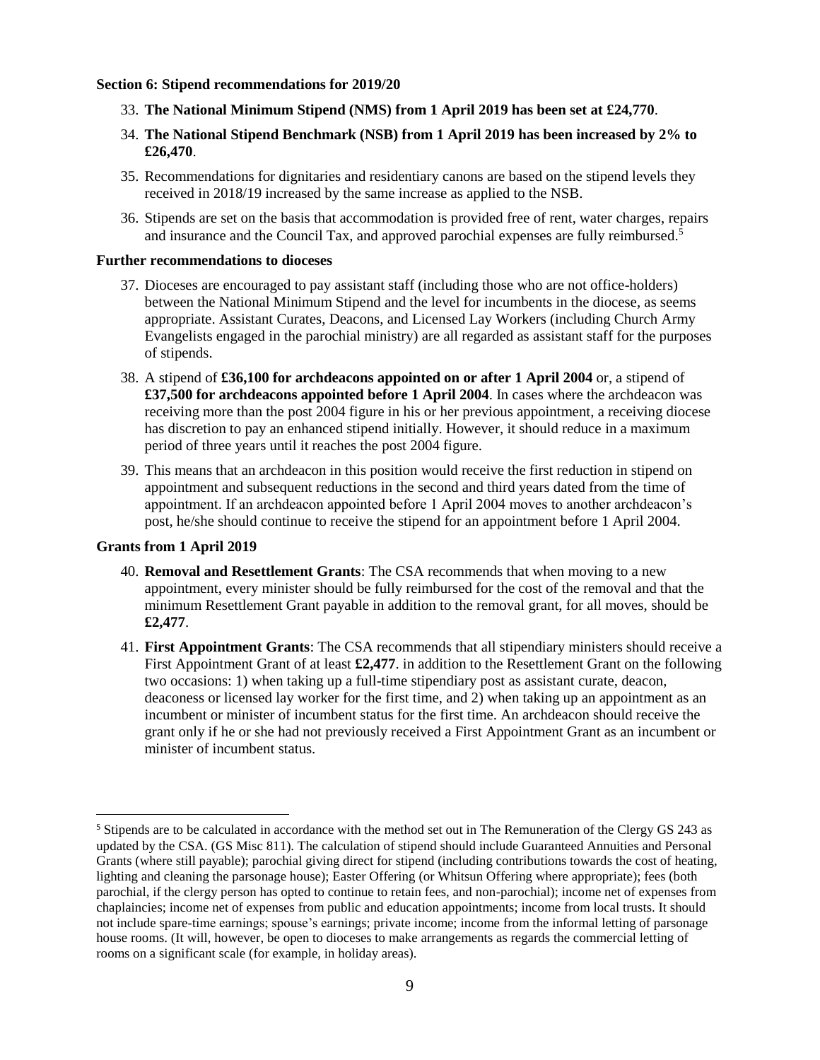**Section 6: Stipend recommendations for 2019/20**

33. **The National Minimum Stipend (NMS) from 1 April 2019 has been set at £24,770**.

34. **The National Stipend Benchmark (NSB) from 1 April 2019 has been increased by 2% to £26,470**.

35. Recommendations for dignitaries and residentiary canons are based on the stipend levels they received in 2018/19 increased by the same increase as applied to the NSB.

36. Stipends are set on the basis that accommodation is provided free of rent, water charges, repairs and insurance and the Council Tax, and approved parochial expenses are fully reimbursed.[5]

**Further recommendations to dioceses**

37. Dioceses are encouraged to pay assistant staff (including those who are not office-holders) between the National Minimum Stipend and the level for incumbents in the diocese, as seems appropriate. Assistant Curates, Deacons, and Licensed Lay Workers (including Church Army Evangelists engaged in the parochial ministry) are all regarded as assistant staff for the purposes of stipends.

38. A stipend of **£36,100 for archdeacons appointed on or after 1 April 2004** or, a stipend of **£37,500 for archdeacons appointed before 1 April 2004**. In cases where the archdeacon was receiving more than the post 2004 figure in his or her previous appointment, a receiving diocese has discretion to pay an enhanced stipend initially. However, it should reduce in a maximum period of three years until it reaches the post 2004 figure.

39. This means that an archdeacon in this position would receive the first reduction in stipend on appointment and subsequent reductions in the second and third years dated from the time of appointment. If an archdeacon appointed before 1 April 2004 moves to another archdeacon's post, he/she should continue to receive the stipend for an appointment before 1 April 2004.

**Grants from 1 April 2019**

40. **Removal and Resettlement Grants**: The CSA recommends that when moving to a new appointment, every minister should be fully reimbursed for the cost of the removal and that the minimum Resettlement Grant payable in addition to the removal grant, for all moves, should be **£2,477**.

41. **First Appointment Grants**: The CSA recommends that all stipendiary ministers should receive a First Appointment Grant of at least **£2,477**. in addition to the Resettlement Grant on the following two occasions: 1) when taking up a full-time stipendiary post as assistant curate, deacon, deaconess or licensed lay worker for the first time, and 2) when taking up an appointment as an incumbent or minister of incumbent status for the first time. An archdeacon should receive the grant only if he or she had not previously received a First Appointment Grant as an incumbent or minister of incumbent status.

---

[5] Stipends are to be calculated in accordance with the method set out in The Remuneration of the Clergy GS 243 as updated by the CSA. (GS Misc 811). The calculation of stipend should include Guaranteed Annuities and Personal Grants (where still payable); parochial giving direct for stipend (including contributions towards the cost of heating, lighting and cleaning the parsonage house); Easter Offering (or Whitsun Offering where appropriate); fees (both parochial, if the clergy person has opted to continue to retain fees, and non-parochial); income net of expenses from chaplaincies; income net of expenses from public and education appointments; income from local trusts. It should not include spare-time earnings; spouse's earnings; private income; income from the informal letting of parsonage house rooms. (It will, however, be open to dioceses to make arrangements as regards the commercial letting of rooms on a significant scale (for example, in holiday areas).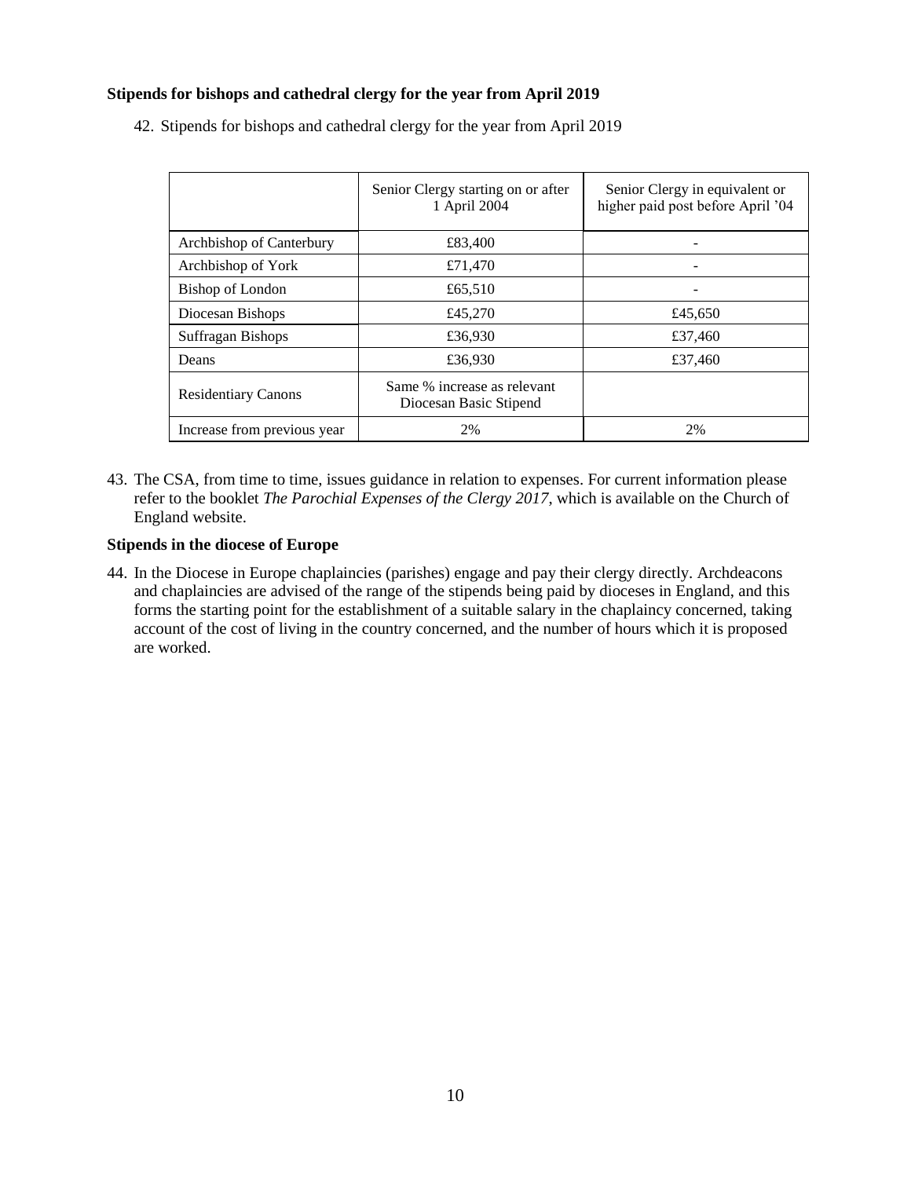**Stipends for bishops and cathedral clergy for the year from April 2019**

42. Stipends for bishops and cathedral clergy for the year from April 2019

| | Senior Clergy starting on or after 1 April 2004 | Senior Clergy in equivalent or higher paid post before April '04 |
|---|---|---|
| Archbishop of Canterbury | £83,400 | - |
| Archbishop of York | £71,470 | - |
| Bishop of London | £65,510 | - |
| Diocesan Bishops | £45,270 | £45,650 |
| Suffragan Bishops | £36,930 | £37,460 |
| Deans | £36,930 | £37,460 |
| Residentiary Canons | Same % increase as relevant Diocesan Basic Stipend | |
| Increase from previous year | 2% | 2% |

43. The CSA, from time to time, issues guidance in relation to expenses. For current information please refer to the booklet *The Parochial Expenses of the Clergy 2017*, which is available on the Church of England website.

**Stipends in the diocese of Europe**

44. In the Diocese in Europe chaplaincies (parishes) engage and pay their clergy directly. Archdeacons and chaplaincies are advised of the range of the stipends being paid by dioceses in England, and this forms the starting point for the establishment of a suitable salary in the chaplaincy concerned, taking account of the cost of living in the country concerned, and the number of hours which it is proposed are worked.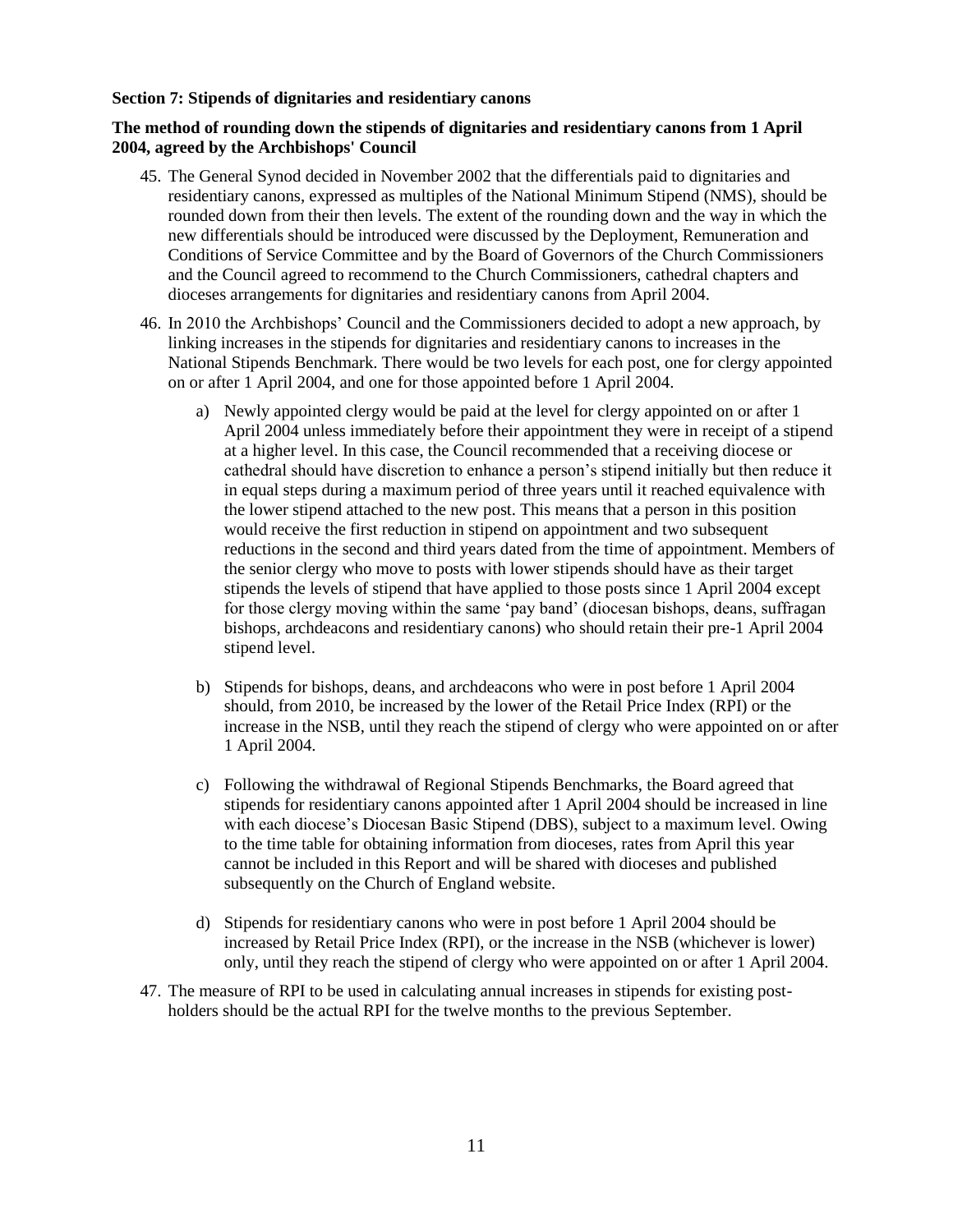**Section 7: Stipends of dignitaries and residentiary canons**

**The method of rounding down the stipends of dignitaries and residentiary canons from 1 April 2004, agreed by the Archbishops' Council**

45. The General Synod decided in November 2002 that the differentials paid to dignitaries and residentiary canons, expressed as multiples of the National Minimum Stipend (NMS), should be rounded down from their then levels. The extent of the rounding down and the way in which the new differentials should be introduced were discussed by the Deployment, Remuneration and Conditions of Service Committee and by the Board of Governors of the Church Commissioners and the Council agreed to recommend to the Church Commissioners, cathedral chapters and dioceses arrangements for dignitaries and residentiary canons from April 2004.

46. In 2010 the Archbishops' Council and the Commissioners decided to adopt a new approach, by linking increases in the stipends for dignitaries and residentiary canons to increases in the National Stipends Benchmark. There would be two levels for each post, one for clergy appointed on or after 1 April 2004, and one for those appointed before 1 April 2004.

    a) Newly appointed clergy would be paid at the level for clergy appointed on or after 1 April 2004 unless immediately before their appointment they were in receipt of a stipend at a higher level. In this case, the Council recommended that a receiving diocese or cathedral should have discretion to enhance a person's stipend initially but then reduce it in equal steps during a maximum period of three years until it reached equivalence with the lower stipend attached to the new post. This means that a person in this position would receive the first reduction in stipend on appointment and two subsequent reductions in the second and third years dated from the time of appointment. Members of the senior clergy who move to posts with lower stipends should have as their target stipends the levels of stipend that have applied to those posts since 1 April 2004 except for those clergy moving within the same 'pay band' (diocesan bishops, deans, suffragan bishops, archdeacons and residentiary canons) who should retain their pre-1 April 2004 stipend level.

    b) Stipends for bishops, deans, and archdeacons who were in post before 1 April 2004 should, from 2010, be increased by the lower of the Retail Price Index (RPI) or the increase in the NSB, until they reach the stipend of clergy who were appointed on or after 1 April 2004.

    c) Following the withdrawal of Regional Stipends Benchmarks, the Board agreed that stipends for residentiary canons appointed after 1 April 2004 should be increased in line with each diocese's Diocesan Basic Stipend (DBS), subject to a maximum level. Owing to the time table for obtaining information from dioceses, rates from April this year cannot be included in this Report and will be shared with dioceses and published subsequently on the Church of England website.

    d) Stipends for residentiary canons who were in post before 1 April 2004 should be increased by Retail Price Index (RPI), or the increase in the NSB (whichever is lower) only, until they reach the stipend of clergy who were appointed on or after 1 April 2004.

47. The measure of RPI to be used in calculating annual increases in stipends for existing post-holders should be the actual RPI for the twelve months to the previous September.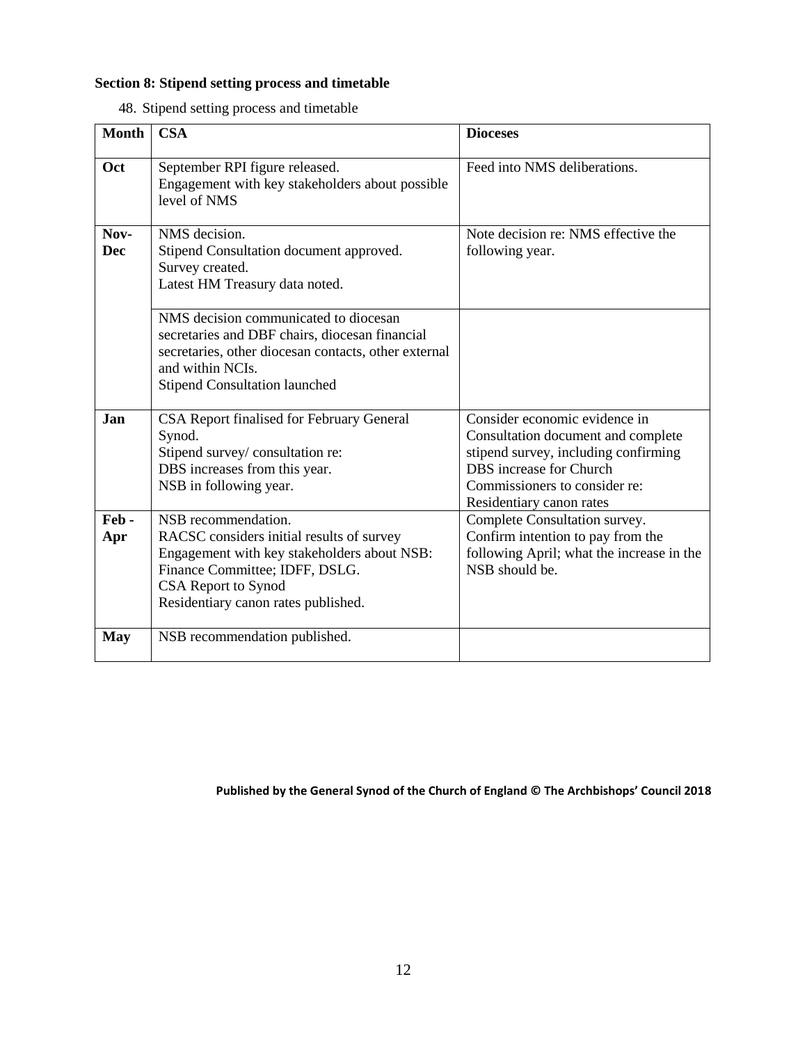**Section 8: Stipend setting process and timetable**

48. Stipend setting process and timetable

| Month | CSA | Dioceses |
|---|---|---|
| **Oct** | September RPI figure released.<br>Engagement with key stakeholders about possible level of NMS | Feed into NMS deliberations. |
| **Nov-Dec** | NMS decision.<br>Stipend Consultation document approved.<br>Survey created.<br>Latest HM Treasury data noted. | Note decision re: NMS effective the following year. |
| | NMS decision communicated to diocesan secretaries and DBF chairs, diocesan financial secretaries, other diocesan contacts, other external and within NCIs.<br>Stipend Consultation launched | |
| **Jan** | CSA Report finalised for February General Synod.<br>Stipend survey/ consultation re:<br>DBS increases from this year.<br>NSB in following year. | Consider economic evidence in Consultation document and complete stipend survey, including confirming DBS increase for Church Commissioners to consider re: Residentiary canon rates |
| **Feb - Apr** | NSB recommendation.<br>RACSC considers initial results of survey<br>Engagement with key stakeholders about NSB: Finance Committee; IDFF, DSLG.<br>CSA Report to Synod<br>Residentiary canon rates published. | Complete Consultation survey.<br>Confirm intention to pay from the following April; what the increase in the NSB should be. |
| **May** | NSB recommendation published. | |

**Published by the General Synod of the Church of England © The Archbishops' Council 2018**